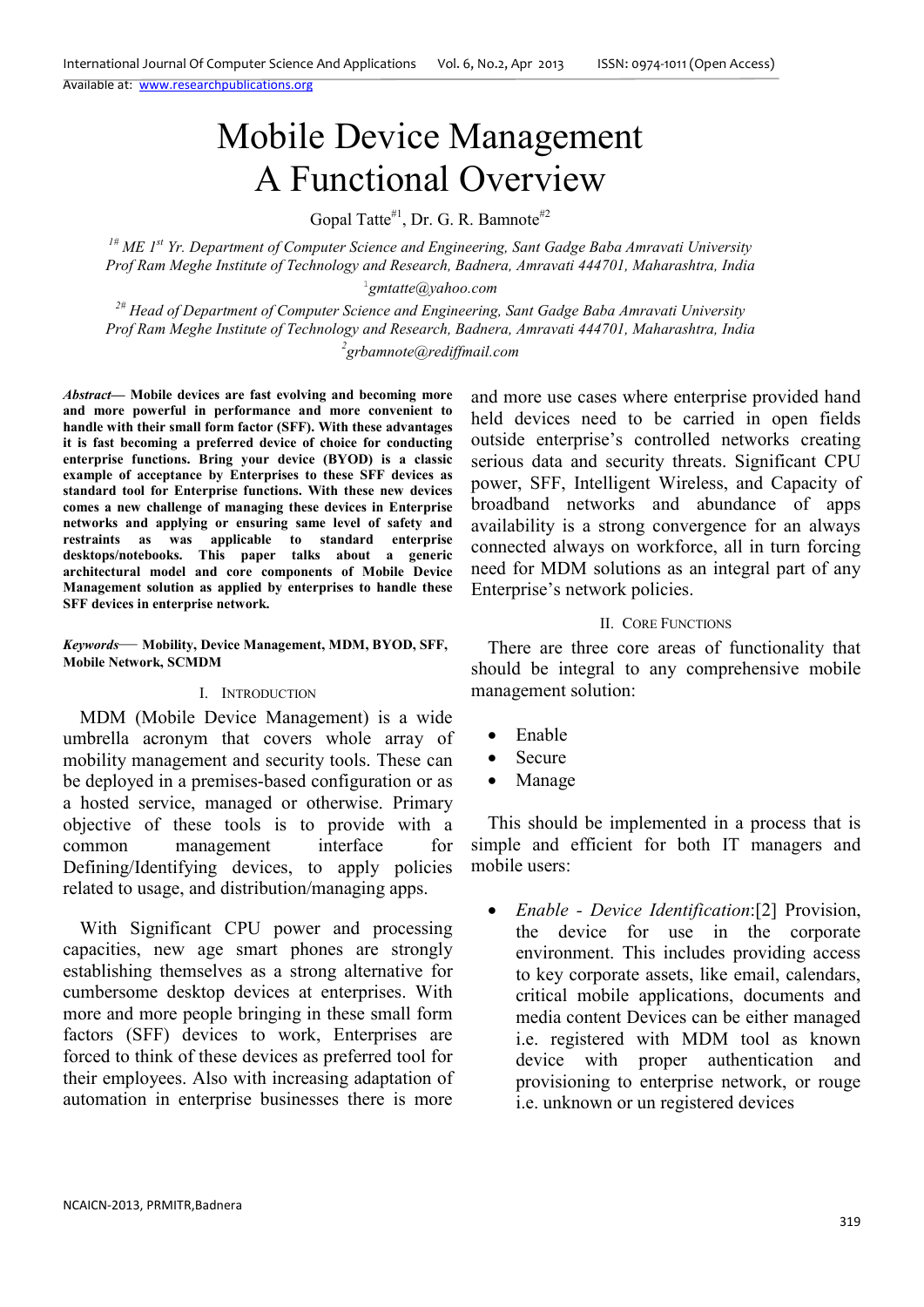# Mobile Device Management A Functional Overview

Gopal Tatte[#1], Dr. G. R. Bamnote[#2]

[1#] ME 1st Yr. Department of Computer Science and Engineering, Sant Gadge Baba Amravati University Prof Ram Meghe Institute of Technology and Research, Badnera, Amravati 444701, Maharashtra, India

[1]gmtatte@yahoo.com

[2#] Head of Department of Computer Science and Engineering, Sant Gadge Baba Amravati University Prof Ram Meghe Institute of Technology and Research, Badnera, Amravati 444701, Maharashtra, India

[2]grbamnote@rediffmail.com

***Abstract*— Mobile devices are fast evolving and becoming more and more powerful in performance and more convenient to handle with their small form factor (SFF). With these advantages it is fast becoming a preferred device of choice for conducting enterprise functions. Bring your device (BYOD) is a classic example of acceptance by Enterprises to these SFF devices as standard tool for Enterprise functions. With these new devices comes a new challenge of managing these devices in Enterprise networks and applying or ensuring same level of safety and restraints as was applicable to standard enterprise desktops/notebooks. This paper talks about a generic architectural model and core components of Mobile Device Management solution as applied by enterprises to handle these SFF devices in enterprise network.**

***Keywords*— Mobility, Device Management, MDM, BYOD, SFF, Mobile Network, SCMDM**

## I. Introduction

MDM (Mobile Device Management) is a wide umbrella acronym that covers whole array of mobility management and security tools. These can be deployed in a premises-based configuration or as a hosted service, managed or otherwise. Primary objective of these tools is to provide with a common management interface for Defining/Identifying devices, to apply policies related to usage, and distribution/managing apps.

With Significant CPU power and processing capacities, new age smart phones are strongly establishing themselves as a strong alternative for cumbersome desktop devices at enterprises. With more and more people bringing in these small form factors (SFF) devices to work, Enterprises are forced to think of these devices as preferred tool for their employees. Also with increasing adaptation of automation in enterprise businesses there is more and more use cases where enterprise provided hand held devices need to be carried in open fields outside enterprise's controlled networks creating serious data and security threats. Significant CPU power, SFF, Intelligent Wireless, and Capacity of broadband networks and abundance of apps availability is a strong convergence for an always connected always on workforce, all in turn forcing need for MDM solutions as an integral part of any Enterprise's network policies.

## II. Core Functions

There are three core areas of functionality that should be integral to any comprehensive mobile management solution:

- Enable
- Secure
- Manage

This should be implemented in a process that is simple and efficient for both IT managers and mobile users:

- *Enable - Device Identification*:[2] Provision, the device for use in the corporate environment. This includes providing access to key corporate assets, like email, calendars, critical mobile applications, documents and media content Devices can be either managed i.e. registered with MDM tool as known device with proper authentication and provisioning to enterprise network, or rouge i.e. unknown or un registered devices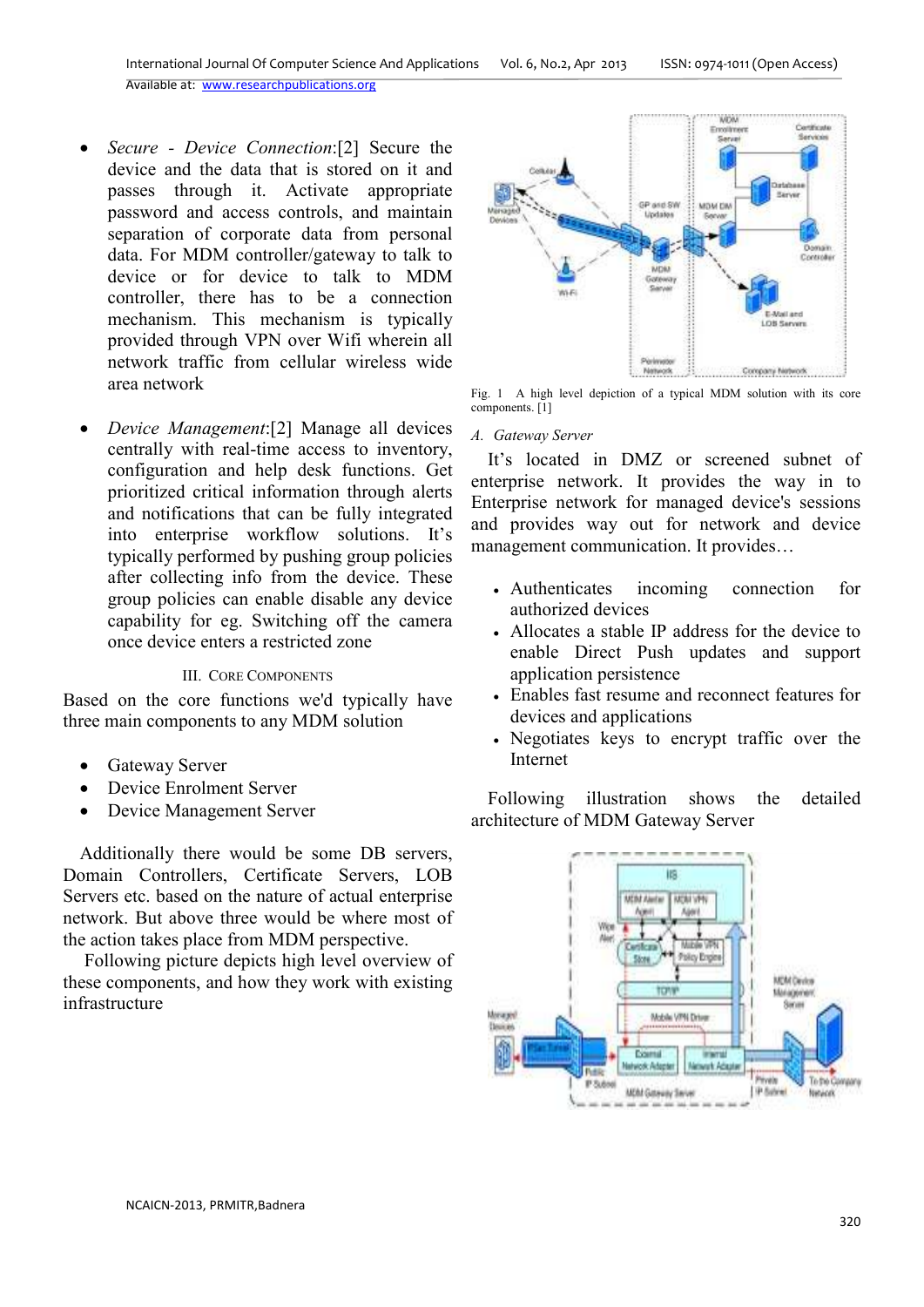- *Secure - Device Connection*:[2] Secure the device and the data that is stored on it and passes through it. Activate appropriate password and access controls, and maintain separation of corporate data from personal data. For MDM controller/gateway to talk to device or for device to talk to MDM controller, there has to be a connection mechanism. This mechanism is typically provided through VPN over Wifi wherein all network traffic from cellular wireless wide area network

- *Device Management*:[2] Manage all devices centrally with real-time access to inventory, configuration and help desk functions. Get prioritized critical information through alerts and notifications that can be fully integrated into enterprise workflow solutions. It's typically performed by pushing group policies after collecting info from the device. These group policies can enable disable any device capability for eg. Switching off the camera once device enters a restricted zone

## III. Core Components

Based on the core functions we'd typically have three main components to any MDM solution

- Gateway Server
- Device Enrolment Server
- Device Management Server

Additionally there would be some DB servers, Domain Controllers, Certificate Servers, LOB Servers etc. based on the nature of actual enterprise network. But above three would be where most of the action takes place from MDM perspective.

Following picture depicts high level overview of these components, and how they work with existing infrastructure

Fig. 1 A high level depiction of a typical MDM solution with its core components. [1]

### A. Gateway Server

It's located in DMZ or screened subnet of enterprise network. It provides the way in to Enterprise network for managed device's sessions and provides way out for network and device management communication. It provides…

- Authenticates incoming connection for authorized devices
- Allocates a stable IP address for the device to enable Direct Push updates and support application persistence
- Enables fast resume and reconnect features for devices and applications
- Negotiates keys to encrypt traffic over the Internet

Following illustration shows the detailed architecture of MDM Gateway Server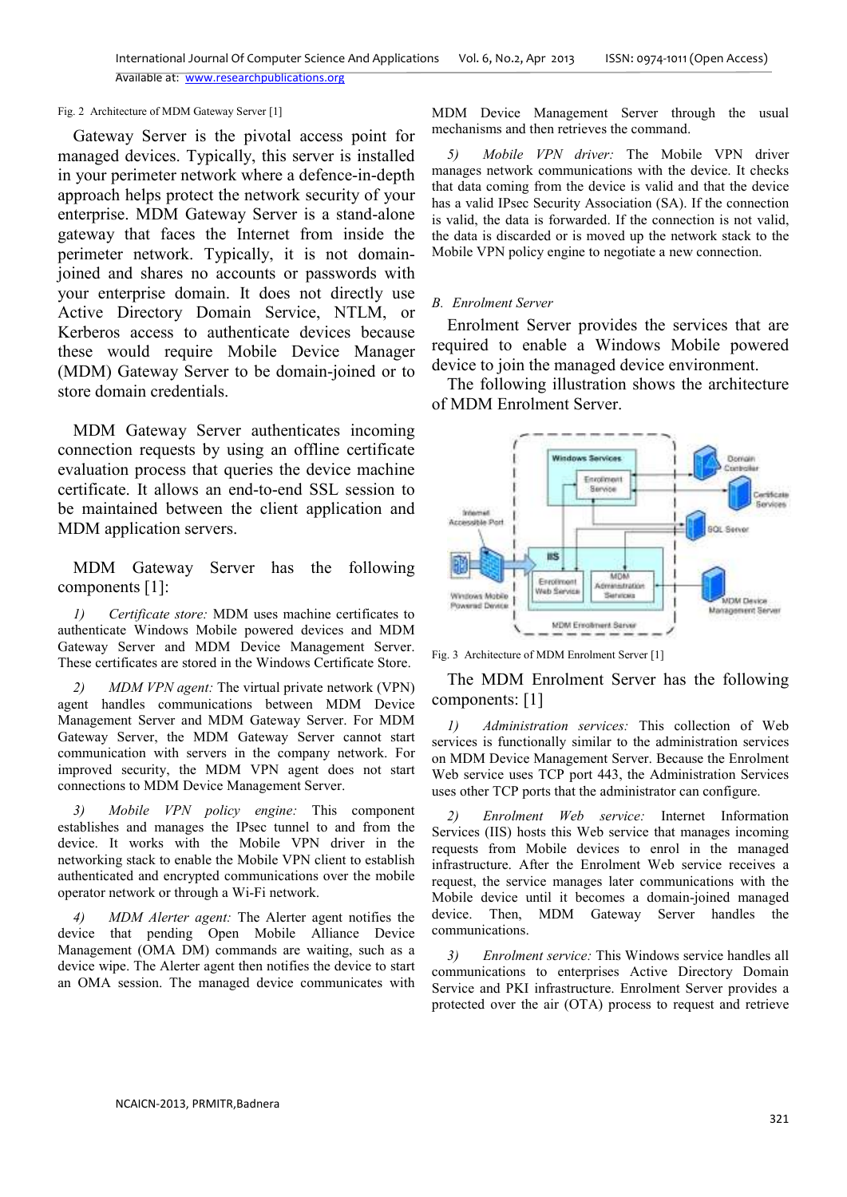Fig. 2 Architecture of MDM Gateway Server [1]

Gateway Server is the pivotal access point for managed devices. Typically, this server is installed in your perimeter network where a defence-in-depth approach helps protect the network security of your enterprise. MDM Gateway Server is a stand-alone gateway that faces the Internet from inside the perimeter network. Typically, it is not domain-joined and shares no accounts or passwords with your enterprise domain. It does not directly use Active Directory Domain Service, NTLM, or Kerberos access to authenticate devices because these would require Mobile Device Manager (MDM) Gateway Server to be domain-joined or to store domain credentials.

MDM Gateway Server authenticates incoming connection requests by using an offline certificate evaluation process that queries the device machine certificate. It allows an end-to-end SSL session to be maintained between the client application and MDM application servers.

MDM Gateway Server has the following components [1]:

1) *Certificate store:* MDM uses machine certificates to authenticate Windows Mobile powered devices and MDM Gateway Server and MDM Device Management Server. These certificates are stored in the Windows Certificate Store.

2) *MDM VPN agent:* The virtual private network (VPN) agent handles communications between MDM Device Management Server and MDM Gateway Server. For MDM Gateway Server, the MDM Gateway Server cannot start communication with servers in the company network. For improved security, the MDM VPN agent does not start connections to MDM Device Management Server.

3) *Mobile VPN policy engine:* This component establishes and manages the IPsec tunnel to and from the device. It works with the Mobile VPN driver in the networking stack to enable the Mobile VPN client to establish authenticated and encrypted communications over the mobile operator network or through a Wi-Fi network.

4) *MDM Alerter agent:* The Alerter agent notifies the device that pending Open Mobile Alliance Device Management (OMA DM) commands are waiting, such as a device wipe. The Alerter agent then notifies the device to start an OMA session. The managed device communicates with MDM Device Management Server through the usual mechanisms and then retrieves the command.

5) *Mobile VPN driver:* The Mobile VPN driver manages network communications with the device. It checks that data coming from the device is valid and that the device has a valid IPsec Security Association (SA). If the connection is valid, the data is forwarded. If the connection is not valid, the data is discarded or is moved up the network stack to the Mobile VPN policy engine to negotiate a new connection.

### B. *Enrolment Server*

Enrolment Server provides the services that are required to enable a Windows Mobile powered device to join the managed device environment.

The following illustration shows the architecture of MDM Enrolment Server.

Fig. 3 Architecture of MDM Enrolment Server [1]

The MDM Enrolment Server has the following components: [1]

1) *Administration services:* This collection of Web services is functionally similar to the administration services on MDM Device Management Server. Because the Enrolment Web service uses TCP port 443, the Administration Services uses other TCP ports that the administrator can configure.

2) *Enrolment Web service:* Internet Information Services (IIS) hosts this Web service that manages incoming requests from Mobile devices to enrol in the managed infrastructure. After the Enrolment Web service receives a request, the service manages later communications with the Mobile device until it becomes a domain-joined managed device. Then, MDM Gateway Server handles the communications.

3) *Enrolment service:* This Windows service handles all communications to enterprises Active Directory Domain Service and PKI infrastructure. Enrolment Server provides a protected over the air (OTA) process to request and retrieve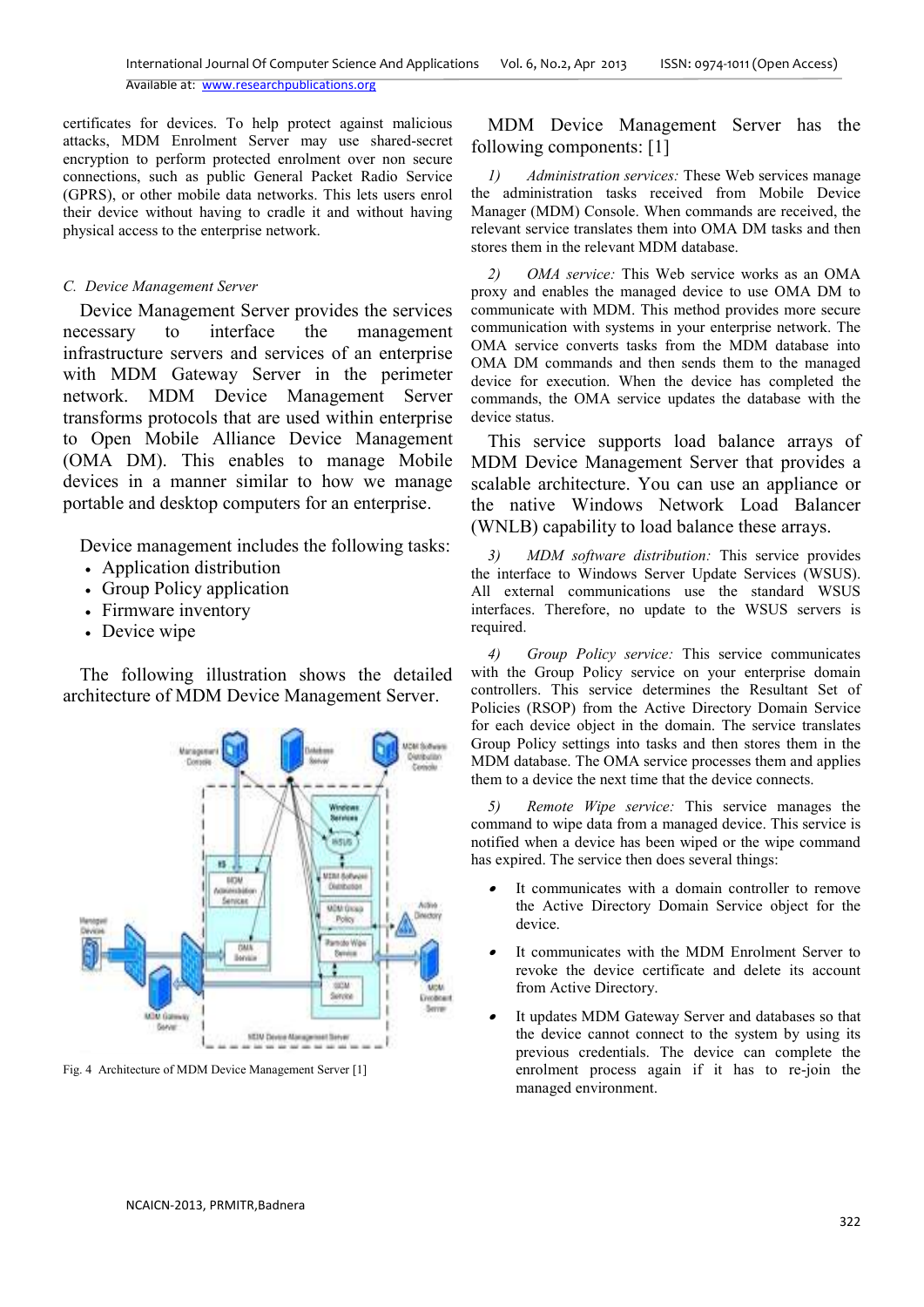certificates for devices. To help protect against malicious attacks, MDM Enrolment Server may use shared-secret encryption to perform protected enrolment over non secure connections, such as public General Packet Radio Service (GPRS), or other mobile data networks. This lets users enrol their device without having to cradle it and without having physical access to the enterprise network.

### *C. Device Management Server*

Device Management Server provides the services necessary to interface the management infrastructure servers and services of an enterprise with MDM Gateway Server in the perimeter network. MDM Device Management Server transforms protocols that are used within enterprise to Open Mobile Alliance Device Management (OMA DM). This enables to manage Mobile devices in a manner similar to how we manage portable and desktop computers for an enterprise.

Device management includes the following tasks:

- Application distribution
- Group Policy application
- Firmware inventory
- Device wipe

The following illustration shows the detailed architecture of MDM Device Management Server.

Fig. 4 Architecture of MDM Device Management Server [1]

MDM Device Management Server has the following components: [1]

*1) Administration services:* These Web services manage the administration tasks received from Mobile Device Manager (MDM) Console. When commands are received, the relevant service translates them into OMA DM tasks and then stores them in the relevant MDM database.

*2) OMA service:* This Web service works as an OMA proxy and enables the managed device to use OMA DM to communicate with MDM. This method provides more secure communication with systems in your enterprise network. The OMA service converts tasks from the MDM database into OMA DM commands and then sends them to the managed device for execution. When the device has completed the commands, the OMA service updates the database with the device status.

This service supports load balance arrays of MDM Device Management Server that provides a scalable architecture. You can use an appliance or the native Windows Network Load Balancer (WNLB) capability to load balance these arrays.

*3) MDM software distribution:* This service provides the interface to Windows Server Update Services (WSUS). All external communications use the standard WSUS interfaces. Therefore, no update to the WSUS servers is required.

*4) Group Policy service:* This service communicates with the Group Policy service on your enterprise domain controllers. This service determines the Resultant Set of Policies (RSOP) from the Active Directory Domain Service for each device object in the domain. The service translates Group Policy settings into tasks and then stores them in the MDM database. The OMA service processes them and applies them to a device the next time that the device connects.

*5) Remote Wipe service:* This service manages the command to wipe data from a managed device. This service is notified when a device has been wiped or the wipe command has expired. The service then does several things:

- It communicates with a domain controller to remove the Active Directory Domain Service object for the device.
- It communicates with the MDM Enrolment Server to revoke the device certificate and delete its account from Active Directory.
- It updates MDM Gateway Server and databases so that the device cannot connect to the system by using its previous credentials. The device can complete the enrolment process again if it has to re-join the managed environment.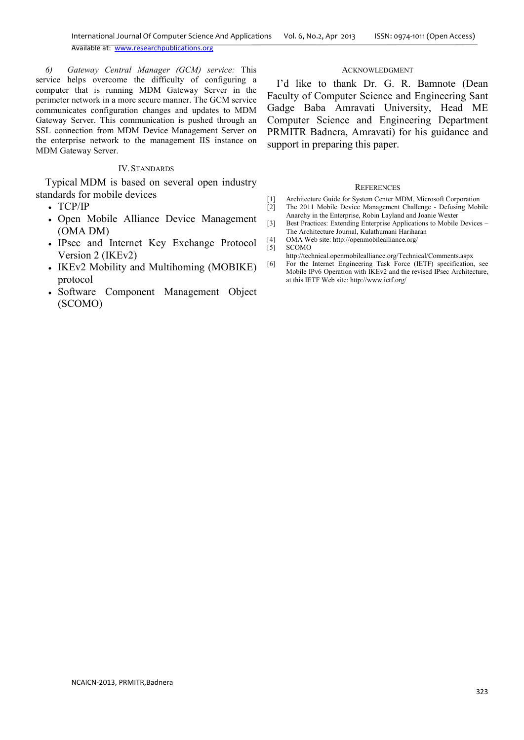*6) Gateway Central Manager (GCM) service:* This service helps overcome the difficulty of configuring a computer that is running MDM Gateway Server in the perimeter network in a more secure manner. The GCM service communicates configuration changes and updates to MDM Gateway Server. This communication is pushed through an SSL connection from MDM Device Management Server on the enterprise network to the management IIS instance on MDM Gateway Server.

## IV. Standards

Typical MDM is based on several open industry standards for mobile devices

- TCP/IP
- Open Mobile Alliance Device Management (OMA DM)
- IPsec and Internet Key Exchange Protocol Version 2 (IKEv2)
- IKEv2 Mobility and Multihoming (MOBIKE) protocol
- Software Component Management Object (SCOMO)

## Acknowledgment

I'd like to thank Dr. G. R. Bamnote (Dean Faculty of Computer Science and Engineering Sant Gadge Baba Amravati University, Head ME Computer Science and Engineering Department PRMITR Badnera, Amravati) for his guidance and support in preparing this paper.

## References

[1] Architecture Guide for System Center MDM, Microsoft Corporation

[2] The 2011 Mobile Device Management Challenge - Defusing Mobile Anarchy in the Enterprise, Robin Layland and Joanie Wexter

[3] Best Practices: Extending Enterprise Applications to Mobile Devices – The Architecture Journal, Kulathumani Hariharan

[4] OMA Web site: http://openmobilealliance.org/

[5] SCOMO http://technical.openmobilealliance.org/Technical/Comments.aspx

[6] For the Internet Engineering Task Force (IETF) specification, see Mobile IPv6 Operation with IKEv2 and the revised IPsec Architecture, at this IETF Web site: http://www.ietf.org/